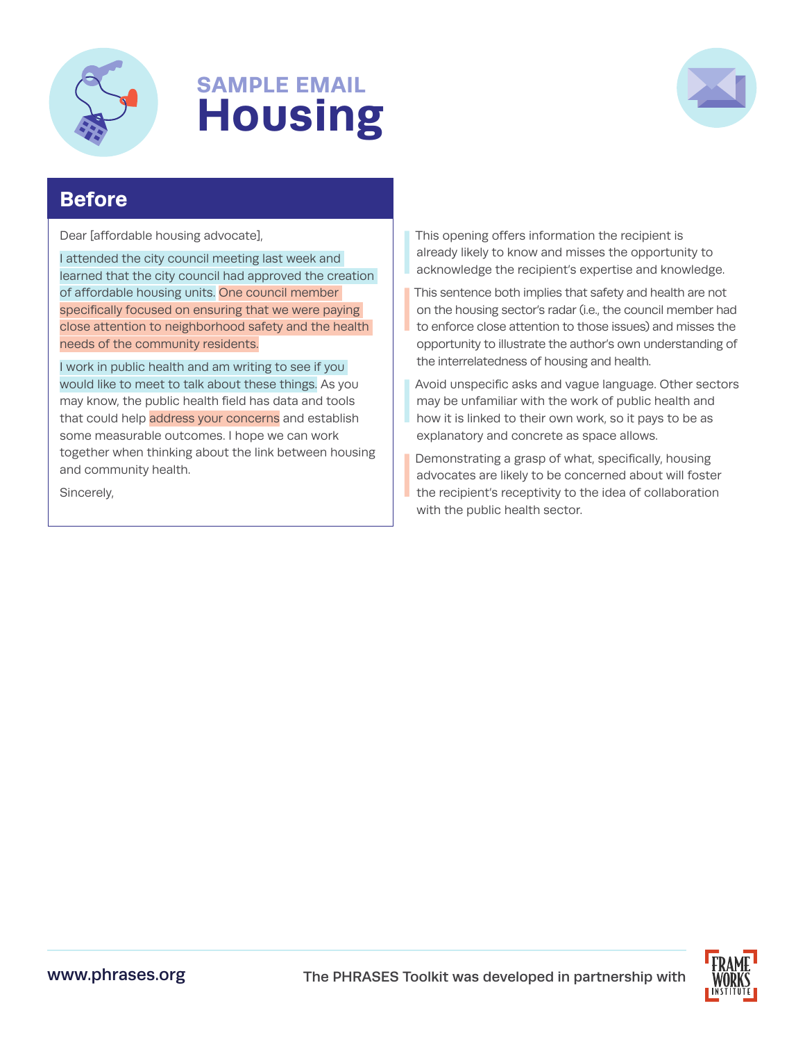# SAMPLE EMAIL
# Housing

## Before

Dear [affordable housing advocate],

I attended the city council meeting last week and learned that the city council had approved the creation of affordable housing units. One council member specifically focused on ensuring that we were paying close attention to neighborhood safety and the health needs of the community residents.

I work in public health and am writing to see if you would like to meet to talk about these things. As you may know, the public health field has data and tools that could help address your concerns and establish some measurable outcomes. I hope we can work together when thinking about the link between housing and community health.

Sincerely,

This opening offers information the recipient is already likely to know and misses the opportunity to acknowledge the recipient's expertise and knowledge.

This sentence both implies that safety and health are not on the housing sector's radar (i.e., the council member had to enforce close attention to those issues) and misses the opportunity to illustrate the author's own understanding of the interrelatedness of housing and health.

Avoid unspecific asks and vague language. Other sectors may be unfamiliar with the work of public health and how it is linked to their own work, so it pays to be as explanatory and concrete as space allows.

Demonstrating a grasp of what, specifically, housing advocates are likely to be concerned about will foster the recipient's receptivity to the idea of collaboration with the public health sector.

www.phrases.org

The PHRASES Toolkit was developed in partnership with FrameWorks Institute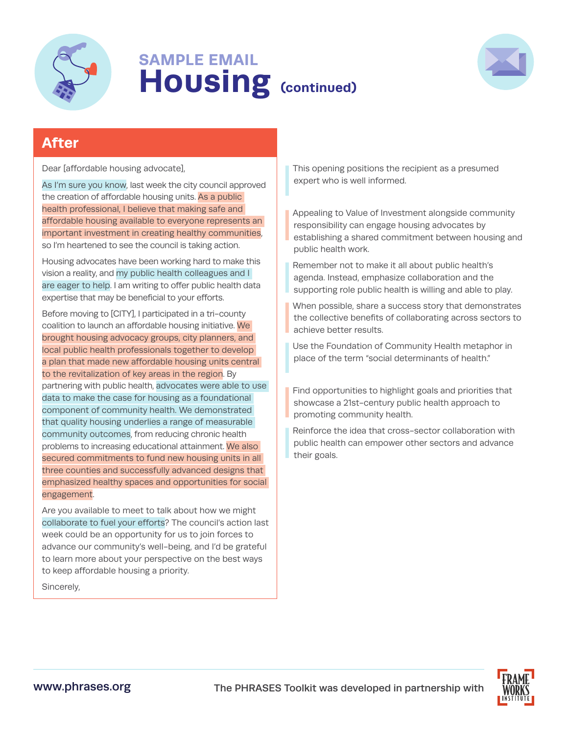## SAMPLE EMAIL

# Housing (continued)

## After

Dear [affordable housing advocate],

As I'm sure you know, last week the city council approved the creation of affordable housing units. As a public health professional, I believe that making safe and affordable housing available to everyone represents an important investment in creating healthy communities, so I'm heartened to see the council is taking action.

Housing advocates have been working hard to make this vision a reality, and my public health colleagues and I are eager to help. I am writing to offer public health data expertise that may be beneficial to your efforts.

Before moving to [CITY], I participated in a tri-county coalition to launch an affordable housing initiative. We brought housing advocacy groups, city planners, and local public health professionals together to develop a plan that made new affordable housing units central to the revitalization of key areas in the region. By partnering with public health, advocates were able to use data to make the case for housing as a foundational component of community health. We demonstrated that quality housing underlies a range of measurable community outcomes, from reducing chronic health problems to increasing educational attainment. We also secured commitments to fund new housing units in all three counties and successfully advanced designs that emphasized healthy spaces and opportunities for social engagement.

Are you available to meet to talk about how we might collaborate to fuel your efforts? The council's action last week could be an opportunity for us to join forces to advance our community's well-being, and I'd be grateful to learn more about your perspective on the best ways to keep affordable housing a priority.

Sincerely,

---

This opening positions the recipient as a presumed expert who is well informed.

Appealing to Value of Investment alongside community responsibility can engage housing advocates by establishing a shared commitment between housing and public health work.

Remember not to make it all about public health's agenda. Instead, emphasize collaboration and the supporting role public health is willing and able to play.

When possible, share a success story that demonstrates the collective benefits of collaborating across sectors to achieve better results.

Use the Foundation of Community Health metaphor in place of the term "social determinants of health."

Find opportunities to highlight goals and priorities that showcase a 21st-century public health approach to promoting community health.

Reinforce the idea that cross-sector collaboration with public health can empower other sectors and advance their goals.

www.phrases.org

The PHRASES Toolkit was developed in partnership with FRAMEWORKS INSTITUTE